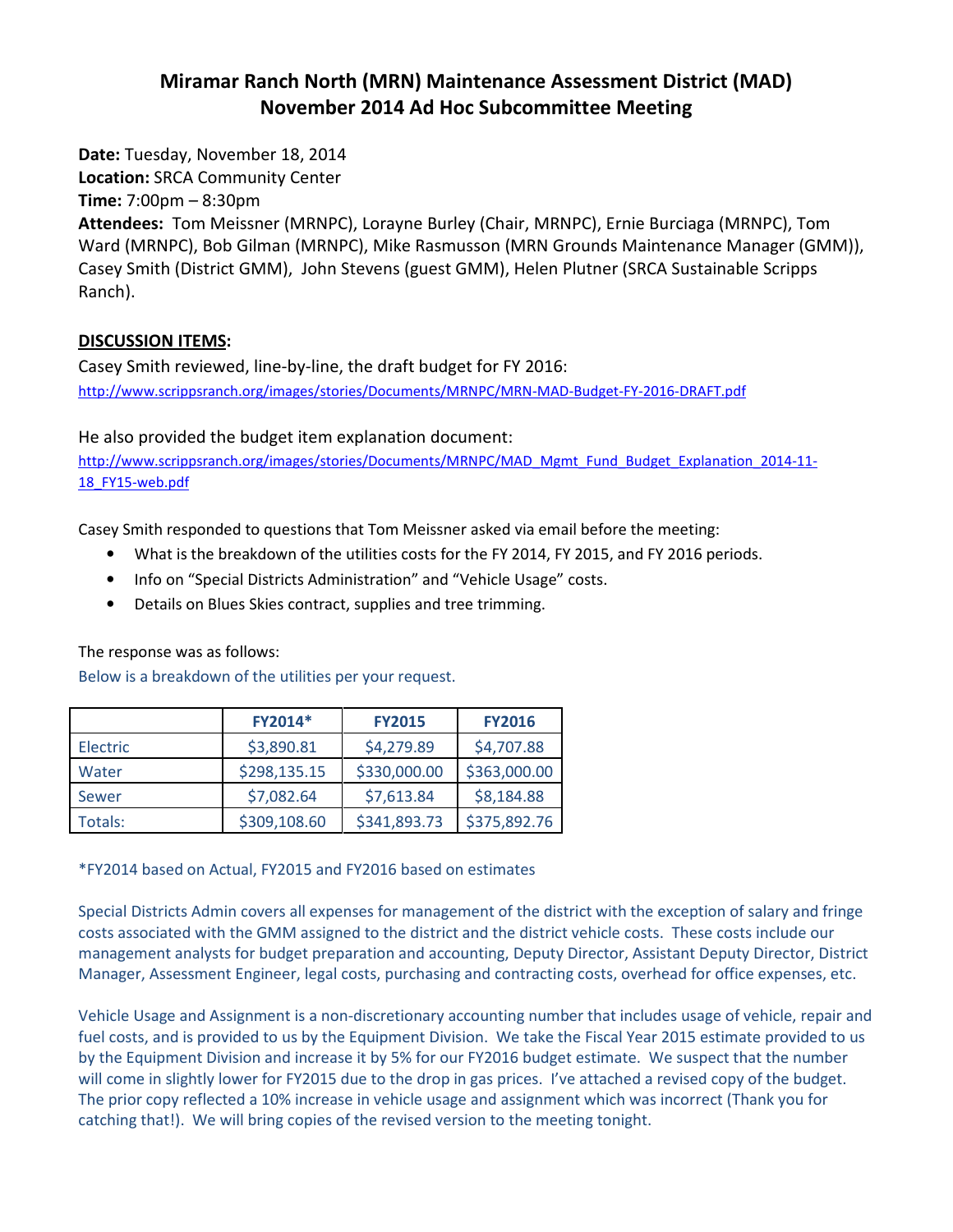# Miramar Ranch North (MRN) Maintenance Assessment District (MAD)
# November 2014 Ad Hoc Subcommittee Meeting

**Date:** Tuesday, November 18, 2014
**Location:** SRCA Community Center
**Time:** 7:00pm – 8:30pm
**Attendees:** Tom Meissner (MRNPC), Lorayne Burley (Chair, MRNPC), Ernie Burciaga (MRNPC), Tom Ward (MRNPC), Bob Gilman (MRNPC), Mike Rasmusson (MRN Grounds Maintenance Manager (GMM)), Casey Smith (District GMM), John Stevens (guest GMM), Helen Plutner (SRCA Sustainable Scripps Ranch).

## DISCUSSION ITEMS:

Casey Smith reviewed, line-by-line, the draft budget for FY 2016:
http://www.scrippsranch.org/images/stories/Documents/MRNPC/MRN-MAD-Budget-FY-2016-DRAFT.pdf

He also provided the budget item explanation document:
http://www.scrippsranch.org/images/stories/Documents/MRNPC/MAD_Mgmt_Fund_Budget_Explanation_2014-11-18_FY15-web.pdf

Casey Smith responded to questions that Tom Meissner asked via email before the meeting:

- What is the breakdown of the utilities costs for the FY 2014, FY 2015, and FY 2016 periods.
- Info on "Special Districts Administration" and "Vehicle Usage" costs.
- Details on Blues Skies contract, supplies and tree trimming.

The response was as follows:

Below is a breakdown of the utilities per your request.

| | FY2014* | FY2015 | FY2016 |
|---|---|---|---|
| Electric | $3,890.81 | $4,279.89 | $4,707.88 |
| Water | $298,135.15 | $330,000.00 | $363,000.00 |
| Sewer | $7,082.64 | $7,613.84 | $8,184.88 |
| Totals: | $309,108.60 | $341,893.73 | $375,892.76 |

*FY2014 based on Actual, FY2015 and FY2016 based on estimates

Special Districts Admin covers all expenses for management of the district with the exception of salary and fringe costs associated with the GMM assigned to the district and the district vehicle costs. These costs include our management analysts for budget preparation and accounting, Deputy Director, Assistant Deputy Director, District Manager, Assessment Engineer, legal costs, purchasing and contracting costs, overhead for office expenses, etc.

Vehicle Usage and Assignment is a non-discretionary accounting number that includes usage of vehicle, repair and fuel costs, and is provided to us by the Equipment Division. We take the Fiscal Year 2015 estimate provided to us by the Equipment Division and increase it by 5% for our FY2016 budget estimate. We suspect that the number will come in slightly lower for FY2015 due to the drop in gas prices. I've attached a revised copy of the budget. The prior copy reflected a 10% increase in vehicle usage and assignment which was incorrect (Thank you for catching that!). We will bring copies of the revised version to the meeting tonight.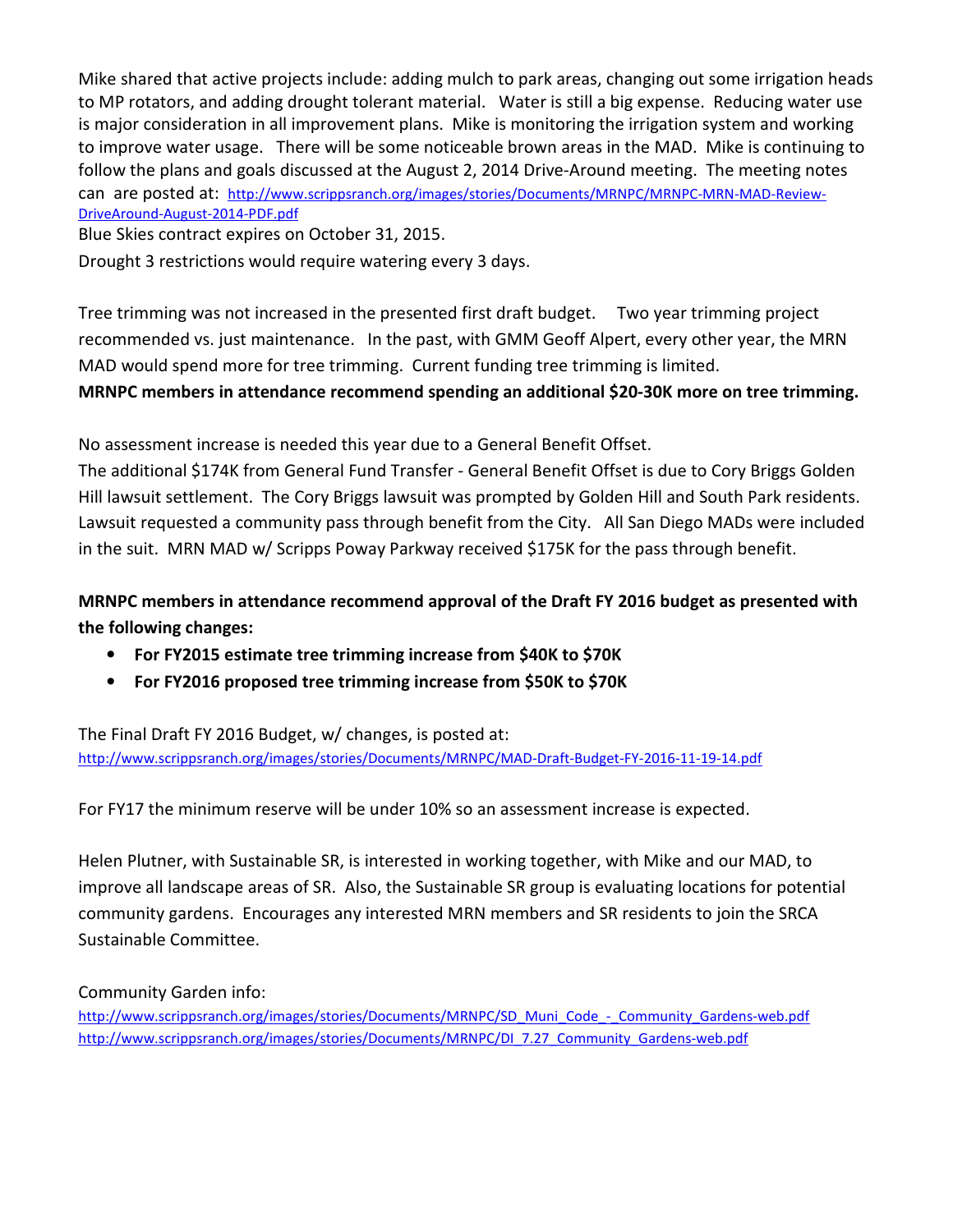Mike shared that active projects include: adding mulch to park areas, changing out some irrigation heads to MP rotators, and adding drought tolerant material. Water is still a big expense. Reducing water use is major consideration in all improvement plans. Mike is monitoring the irrigation system and working to improve water usage. There will be some noticeable brown areas in the MAD. Mike is continuing to follow the plans and goals discussed at the August 2, 2014 Drive-Around meeting. The meeting notes can are posted at: http://www.scrippsranch.org/images/stories/Documents/MRNPC/MRNPC-MRN-MAD-Review-DriveAround-August-2014-PDF.pdf

Blue Skies contract expires on October 31, 2015.

Drought 3 restrictions would require watering every 3 days.

Tree trimming was not increased in the presented first draft budget. Two year trimming project recommended vs. just maintenance. In the past, with GMM Geoff Alpert, every other year, the MRN MAD would spend more for tree trimming. Current funding tree trimming is limited.

**MRNPC members in attendance recommend spending an additional $20-30K more on tree trimming.**

No assessment increase is needed this year due to a General Benefit Offset.

The additional $174K from General Fund Transfer - General Benefit Offset is due to Cory Briggs Golden Hill lawsuit settlement. The Cory Briggs lawsuit was prompted by Golden Hill and South Park residents. Lawsuit requested a community pass through benefit from the City. All San Diego MADs were included in the suit. MRN MAD w/ Scripps Poway Parkway received $175K for the pass through benefit.

**MRNPC members in attendance recommend approval of the Draft FY 2016 budget as presented with the following changes:**

- **For FY2015 estimate tree trimming increase from $40K to $70K**
- **For FY2016 proposed tree trimming increase from $50K to $70K**

The Final Draft FY 2016 Budget, w/ changes, is posted at:
http://www.scrippsranch.org/images/stories/Documents/MRNPC/MAD-Draft-Budget-FY-2016-11-19-14.pdf

For FY17 the minimum reserve will be under 10% so an assessment increase is expected.

Helen Plutner, with Sustainable SR, is interested in working together, with Mike and our MAD, to improve all landscape areas of SR. Also, the Sustainable SR group is evaluating locations for potential community gardens. Encourages any interested MRN members and SR residents to join the SRCA Sustainable Committee.

Community Garden info:
http://www.scrippsranch.org/images/stories/Documents/MRNPC/SD_Muni_Code_-_Community_Gardens-web.pdf
http://www.scrippsranch.org/images/stories/Documents/MRNPC/DI_7.27_Community_Gardens-web.pdf